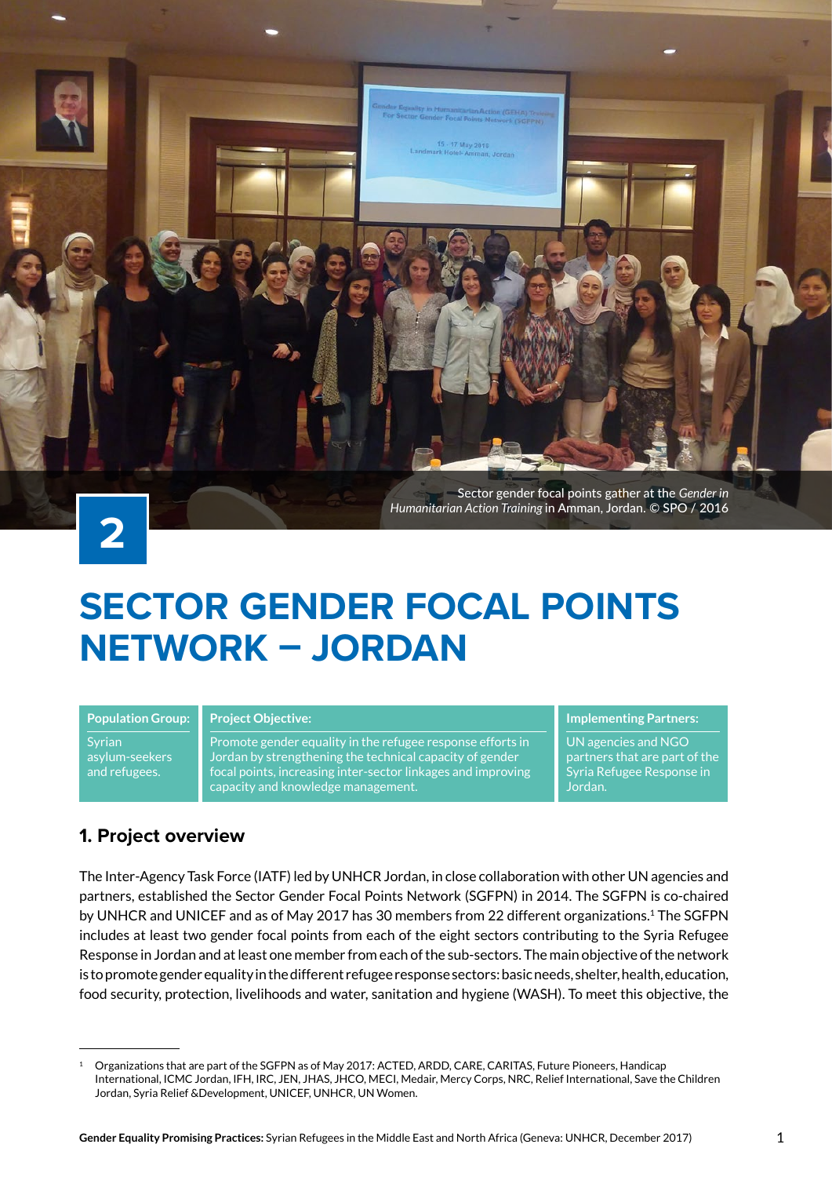Sector gender focal points gather at the *Gender in Humanitarian Action Training* in Amman, Jordan. © SPO / 2016

2

# SECTOR GENDER FOCAL POINTS NETWORK – JORDAN

| Population Group: | Project Objective: | Implementing Partners: |
| --- | --- | --- |
| Syrian asylum-seekers and refugees. | Promote gender equality in the refugee response efforts in Jordan by strengthening the technical capacity of gender focal points, increasing inter-sector linkages and improving capacity and knowledge management. | UN agencies and NGO partners that are part of the Syria Refugee Response in Jordan. |

## 1. Project overview

The Inter-Agency Task Force (IATF) led by UNHCR Jordan, in close collaboration with other UN agencies and partners, established the Sector Gender Focal Points Network (SGFPN) in 2014. The SGFPN is co-chaired by UNHCR and UNICEF and as of May 2017 has 30 members from 22 different organizations.[1] The SGFPN includes at least two gender focal points from each of the eight sectors contributing to the Syria Refugee Response in Jordan and at least one member from each of the sub-sectors. The main objective of the network is to promote gender equality in the different refugee response sectors: basic needs, shelter, health, education, food security, protection, livelihoods and water, sanitation and hygiene (WASH). To meet this objective, the

[1] Organizations that are part of the SGFPN as of May 2017: ACTED, ARDD, CARE, CARITAS, Future Pioneers, Handicap International, ICMC Jordan, IFH, IRC, JEN, JHAS, JHCO, MECI, Medair, Mercy Corps, NRC, Relief International, Save the Children Jordan, Syria Relief &Development, UNICEF, UNHCR, UN Women.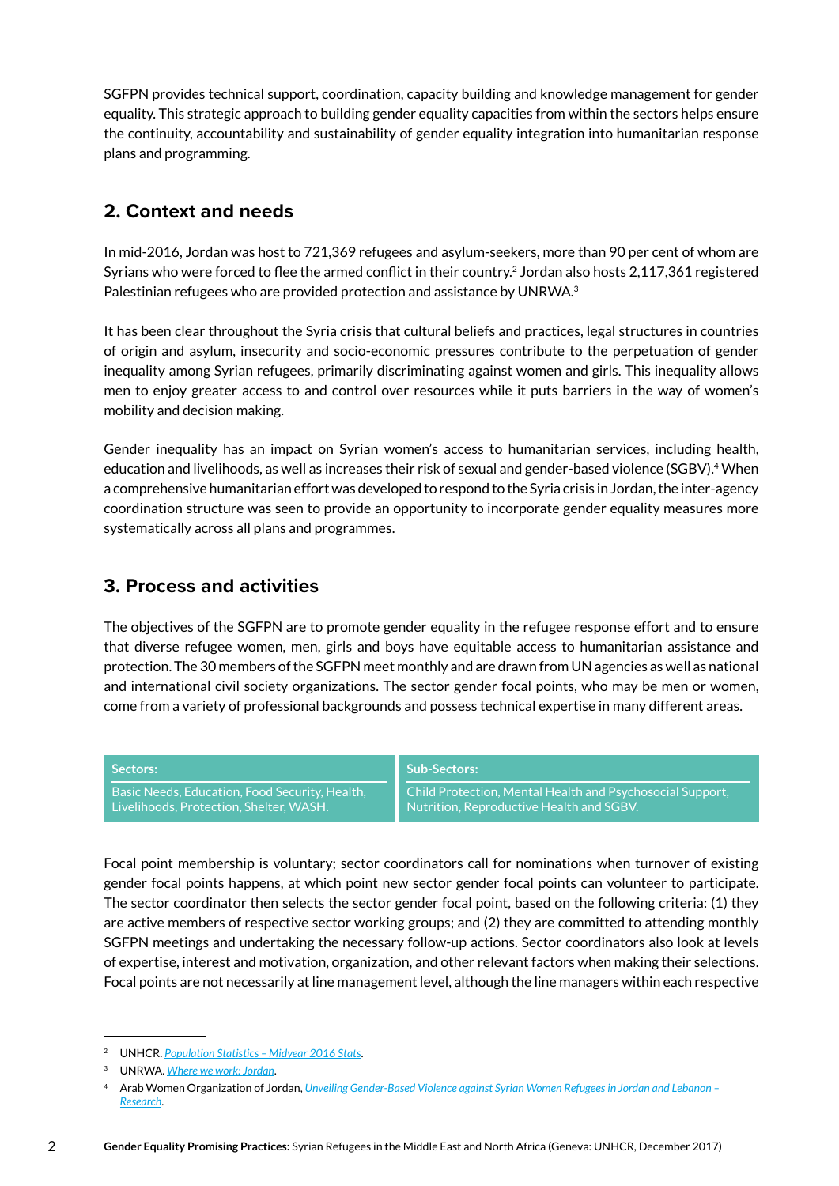SGFPN provides technical support, coordination, capacity building and knowledge management for gender equality. This strategic approach to building gender equality capacities from within the sectors helps ensure the continuity, accountability and sustainability of gender equality integration into humanitarian response plans and programming.

## 2. Context and needs

In mid-2016, Jordan was host to 721,369 refugees and asylum-seekers, more than 90 per cent of whom are Syrians who were forced to flee the armed conflict in their country.[2] Jordan also hosts 2,117,361 registered Palestinian refugees who are provided protection and assistance by UNRWA.[3]

It has been clear throughout the Syria crisis that cultural beliefs and practices, legal structures in countries of origin and asylum, insecurity and socio-economic pressures contribute to the perpetuation of gender inequality among Syrian refugees, primarily discriminating against women and girls. This inequality allows men to enjoy greater access to and control over resources while it puts barriers in the way of women's mobility and decision making.

Gender inequality has an impact on Syrian women's access to humanitarian services, including health, education and livelihoods, as well as increases their risk of sexual and gender-based violence (SGBV).[4] When a comprehensive humanitarian effort was developed to respond to the Syria crisis in Jordan, the inter-agency coordination structure was seen to provide an opportunity to incorporate gender equality measures more systematically across all plans and programmes.

## 3. Process and activities

The objectives of the SGFPN are to promote gender equality in the refugee response effort and to ensure that diverse refugee women, men, girls and boys have equitable access to humanitarian assistance and protection. The 30 members of the SGFPN meet monthly and are drawn from UN agencies as well as national and international civil society organizations. The sector gender focal points, who may be men or women, come from a variety of professional backgrounds and possess technical expertise in many different areas.

| Sectors: | Sub-Sectors: |
|---|---|
| Basic Needs, Education, Food Security, Health, Livelihoods, Protection, Shelter, WASH. | Child Protection, Mental Health and Psychosocial Support, Nutrition, Reproductive Health and SGBV. |

Focal point membership is voluntary; sector coordinators call for nominations when turnover of existing gender focal points happens, at which point new sector gender focal points can volunteer to participate. The sector coordinator then selects the sector gender focal point, based on the following criteria: (1) they are active members of respective sector working groups; and (2) they are committed to attending monthly SGFPN meetings and undertaking the necessary follow-up actions. Sector coordinators also look at levels of expertise, interest and motivation, organization, and other relevant factors when making their selections. Focal points are not necessarily at line management level, although the line managers within each respective

---

[2] UNHCR. *Population Statistics – Midyear 2016 Stats*.

[3] UNRWA. *Where we work: Jordan*.

[4] Arab Women Organization of Jordan, *Unveiling Gender-Based Violence against Syrian Women Refugees in Jordan and Lebanon – Research*.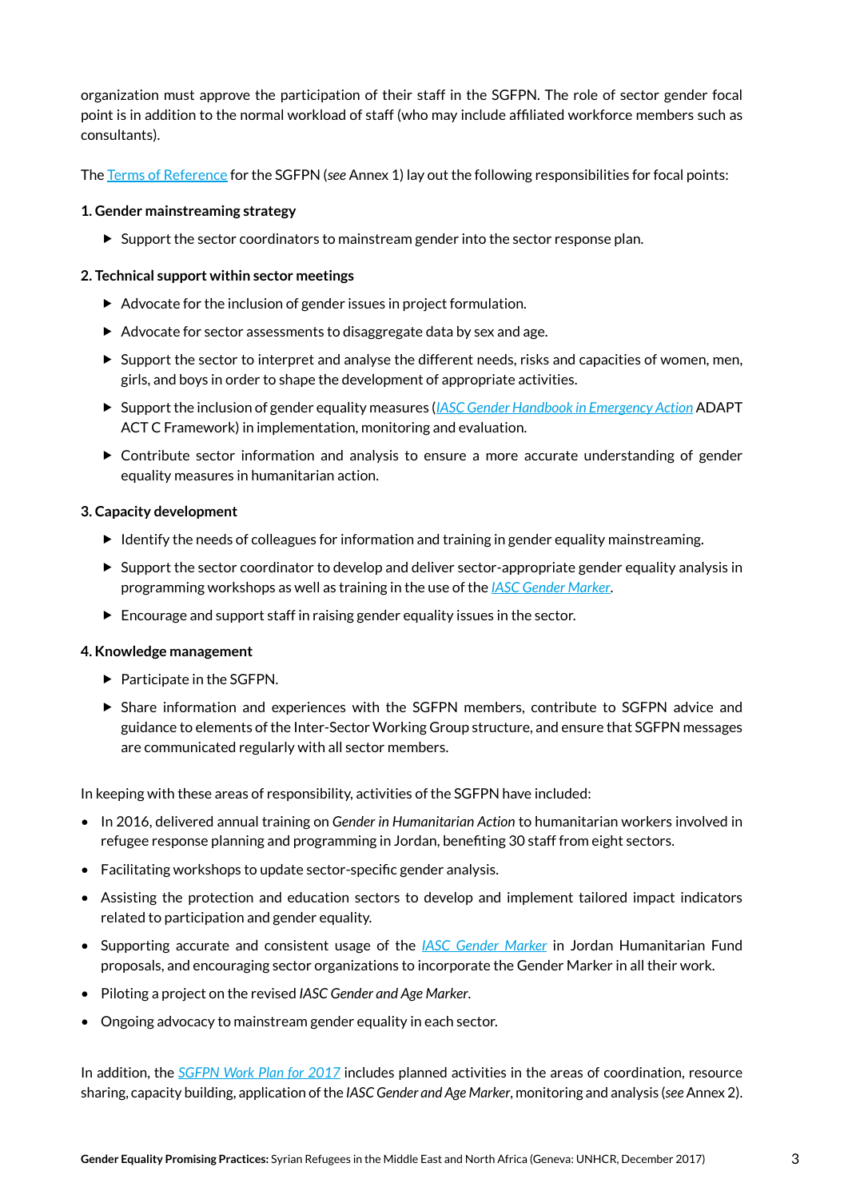organization must approve the participation of their staff in the SGFPN. The role of sector gender focal point is in addition to the normal workload of staff (who may include affiliated workforce members such as consultants).

The Terms of Reference for the SGFPN (*see* Annex 1) lay out the following responsibilities for focal points:

**1. Gender mainstreaming strategy**

- Support the sector coordinators to mainstream gender into the sector response plan.

**2. Technical support within sector meetings**

- Advocate for the inclusion of gender issues in project formulation.
- Advocate for sector assessments to disaggregate data by sex and age.
- Support the sector to interpret and analyse the different needs, risks and capacities of women, men, girls, and boys in order to shape the development of appropriate activities.
- Support the inclusion of gender equality measures (*IASC Gender Handbook in Emergency Action* ADAPT ACT C Framework) in implementation, monitoring and evaluation.
- Contribute sector information and analysis to ensure a more accurate understanding of gender equality measures in humanitarian action.

**3. Capacity development**

- Identify the needs of colleagues for information and training in gender equality mainstreaming.
- Support the sector coordinator to develop and deliver sector-appropriate gender equality analysis in programming workshops as well as training in the use of the *IASC Gender Marker*.
- Encourage and support staff in raising gender equality issues in the sector.

**4. Knowledge management**

- Participate in the SGFPN.
- Share information and experiences with the SGFPN members, contribute to SGFPN advice and guidance to elements of the Inter-Sector Working Group structure, and ensure that SGFPN messages are communicated regularly with all sector members.

In keeping with these areas of responsibility, activities of the SGFPN have included:

- In 2016, delivered annual training on *Gender in Humanitarian Action* to humanitarian workers involved in refugee response planning and programming in Jordan, benefiting 30 staff from eight sectors.
- Facilitating workshops to update sector-specific gender analysis.
- Assisting the protection and education sectors to develop and implement tailored impact indicators related to participation and gender equality.
- Supporting accurate and consistent usage of the *IASC Gender Marker* in Jordan Humanitarian Fund proposals, and encouraging sector organizations to incorporate the Gender Marker in all their work.
- Piloting a project on the revised *IASC Gender and Age Marker*.
- Ongoing advocacy to mainstream gender equality in each sector.

In addition, the *SGFPN Work Plan for 2017* includes planned activities in the areas of coordination, resource sharing, capacity building, application of the *IASC Gender and Age Marker*, monitoring and analysis (*see* Annex 2).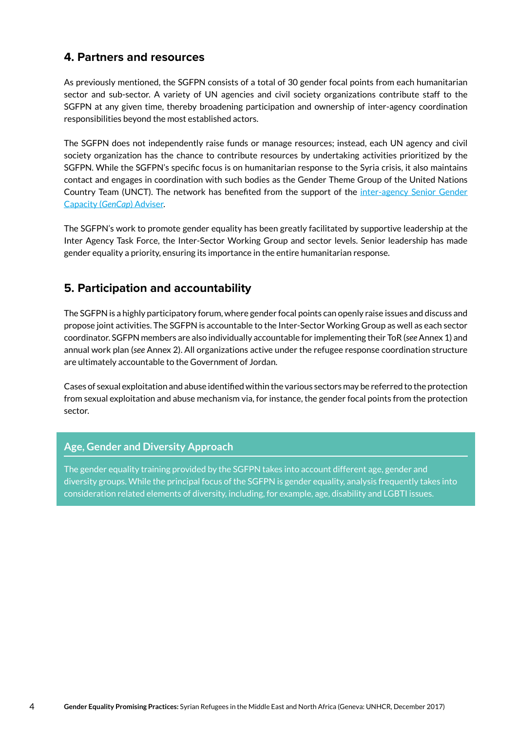## 4. Partners and resources

As previously mentioned, the SGFPN consists of a total of 30 gender focal points from each humanitarian sector and sub-sector. A variety of UN agencies and civil society organizations contribute staff to the SGFPN at any given time, thereby broadening participation and ownership of inter-agency coordination responsibilities beyond the most established actors.

The SGFPN does not independently raise funds or manage resources; instead, each UN agency and civil society organization has the chance to contribute resources by undertaking activities prioritized by the SGFPN. While the SGFPN's specific focus is on humanitarian response to the Syria crisis, it also maintains contact and engages in coordination with such bodies as the Gender Theme Group of the United Nations Country Team (UNCT). The network has benefited from the support of the [inter-agency Senior Gender Capacity (*GenCap*) Adviser].

The SGFPN's work to promote gender equality has been greatly facilitated by supportive leadership at the Inter Agency Task Force, the Inter-Sector Working Group and sector levels. Senior leadership has made gender equality a priority, ensuring its importance in the entire humanitarian response.

## 5. Participation and accountability

The SGFPN is a highly participatory forum, where gender focal points can openly raise issues and discuss and propose joint activities. The SGFPN is accountable to the Inter-Sector Working Group as well as each sector coordinator. SGFPN members are also individually accountable for implementing their ToR (*see* Annex 1) and annual work plan (*see* Annex 2). All organizations active under the refugee response coordination structure are ultimately accountable to the Government of Jordan.

Cases of sexual exploitation and abuse identified within the various sectors may be referred to the protection from sexual exploitation and abuse mechanism via, for instance, the gender focal points from the protection sector.

### Age, Gender and Diversity Approach

The gender equality training provided by the SGFPN takes into account different age, gender and diversity groups. While the principal focus of the SGFPN is gender equality, analysis frequently takes into consideration related elements of diversity, including, for example, age, disability and LGBTI issues.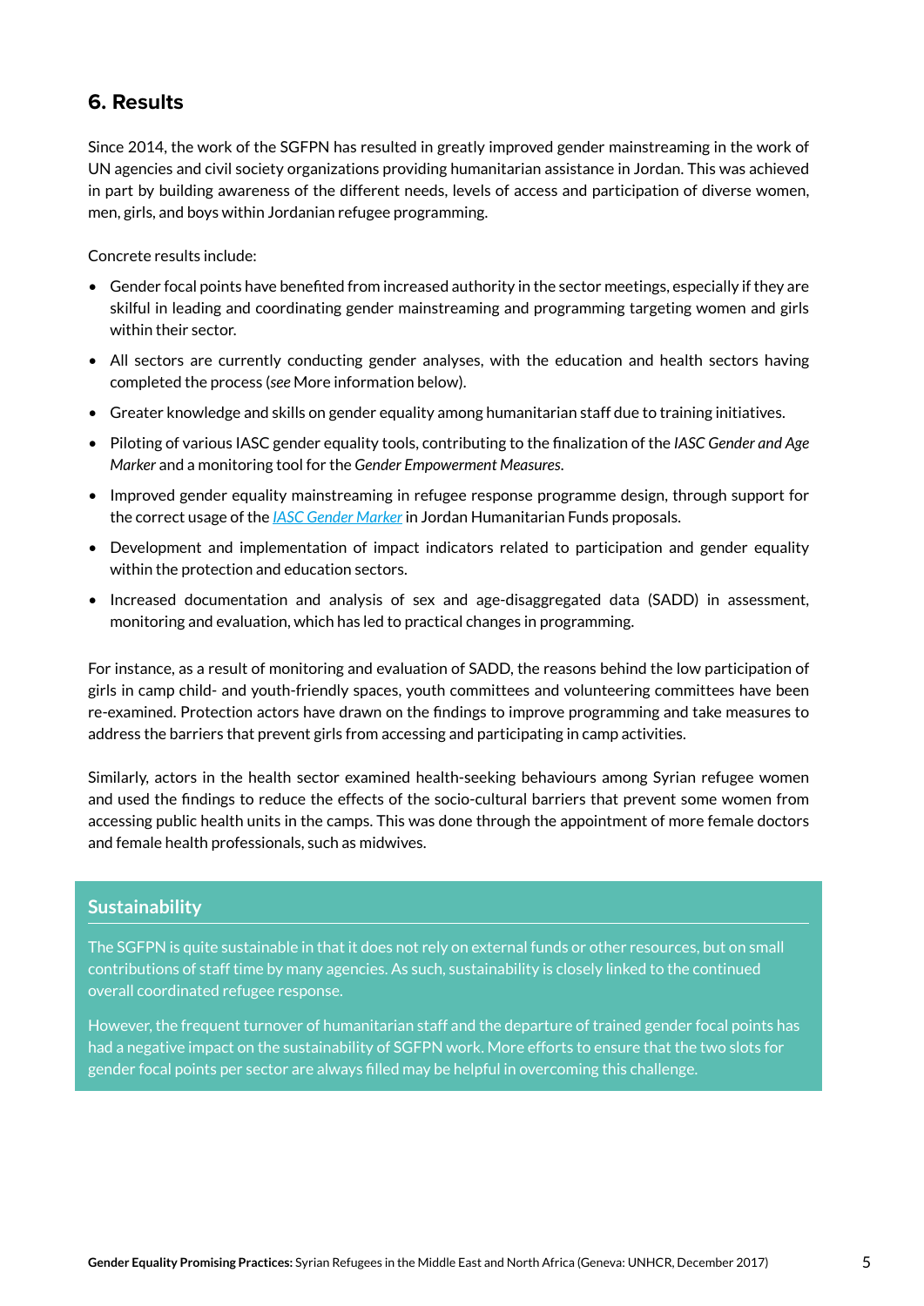## 6. Results

Since 2014, the work of the SGFPN has resulted in greatly improved gender mainstreaming in the work of UN agencies and civil society organizations providing humanitarian assistance in Jordan. This was achieved in part by building awareness of the different needs, levels of access and participation of diverse women, men, girls, and boys within Jordanian refugee programming.

Concrete results include:

- Gender focal points have benefited from increased authority in the sector meetings, especially if they are skilful in leading and coordinating gender mainstreaming and programming targeting women and girls within their sector.
- All sectors are currently conducting gender analyses, with the education and health sectors having completed the process (*see* More information below).
- Greater knowledge and skills on gender equality among humanitarian staff due to training initiatives.
- Piloting of various IASC gender equality tools, contributing to the finalization of the *IASC Gender and Age Marker* and a monitoring tool for the *Gender Empowerment Measures*.
- Improved gender equality mainstreaming in refugee response programme design, through support for the correct usage of the *IASC Gender Marker* in Jordan Humanitarian Funds proposals.
- Development and implementation of impact indicators related to participation and gender equality within the protection and education sectors.
- Increased documentation and analysis of sex and age-disaggregated data (SADD) in assessment, monitoring and evaluation, which has led to practical changes in programming.

For instance, as a result of monitoring and evaluation of SADD, the reasons behind the low participation of girls in camp child- and youth-friendly spaces, youth committees and volunteering committees have been re-examined. Protection actors have drawn on the findings to improve programming and take measures to address the barriers that prevent girls from accessing and participating in camp activities.

Similarly, actors in the health sector examined health-seeking behaviours among Syrian refugee women and used the findings to reduce the effects of the socio-cultural barriers that prevent some women from accessing public health units in the camps. This was done through the appointment of more female doctors and female health professionals, such as midwives.

### Sustainability

The SGFPN is quite sustainable in that it does not rely on external funds or other resources, but on small contributions of staff time by many agencies. As such, sustainability is closely linked to the continued overall coordinated refugee response.

However, the frequent turnover of humanitarian staff and the departure of trained gender focal points has had a negative impact on the sustainability of SGFPN work. More efforts to ensure that the two slots for gender focal points per sector are always filled may be helpful in overcoming this challenge.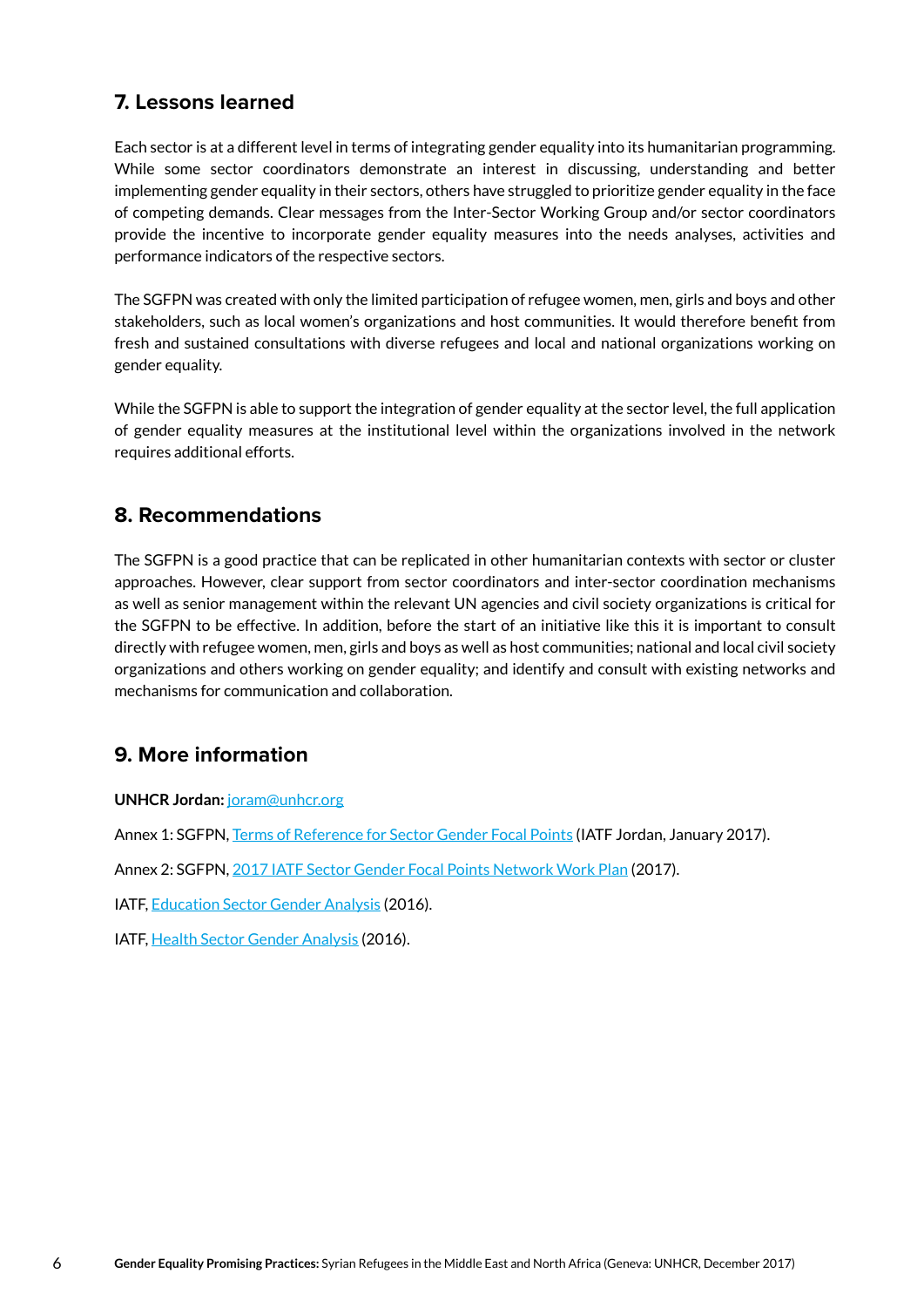## 7. Lessons learned

Each sector is at a different level in terms of integrating gender equality into its humanitarian programming. While some sector coordinators demonstrate an interest in discussing, understanding and better implementing gender equality in their sectors, others have struggled to prioritize gender equality in the face of competing demands. Clear messages from the Inter-Sector Working Group and/or sector coordinators provide the incentive to incorporate gender equality measures into the needs analyses, activities and performance indicators of the respective sectors.

The SGFPN was created with only the limited participation of refugee women, men, girls and boys and other stakeholders, such as local women's organizations and host communities. It would therefore benefit from fresh and sustained consultations with diverse refugees and local and national organizations working on gender equality.

While the SGFPN is able to support the integration of gender equality at the sector level, the full application of gender equality measures at the institutional level within the organizations involved in the network requires additional efforts.

## 8. Recommendations

The SGFPN is a good practice that can be replicated in other humanitarian contexts with sector or cluster approaches. However, clear support from sector coordinators and inter-sector coordination mechanisms as well as senior management within the relevant UN agencies and civil society organizations is critical for the SGFPN to be effective. In addition, before the start of an initiative like this it is important to consult directly with refugee women, men, girls and boys as well as host communities; national and local civil society organizations and others working on gender equality; and identify and consult with existing networks and mechanisms for communication and collaboration.

## 9. More information

**UNHCR Jordan:** joram@unhcr.org

Annex 1: SGFPN, Terms of Reference for Sector Gender Focal Points (IATF Jordan, January 2017).

Annex 2: SGFPN, 2017 IATF Sector Gender Focal Points Network Work Plan (2017).

IATF, Education Sector Gender Analysis (2016).

IATF, Health Sector Gender Analysis (2016).